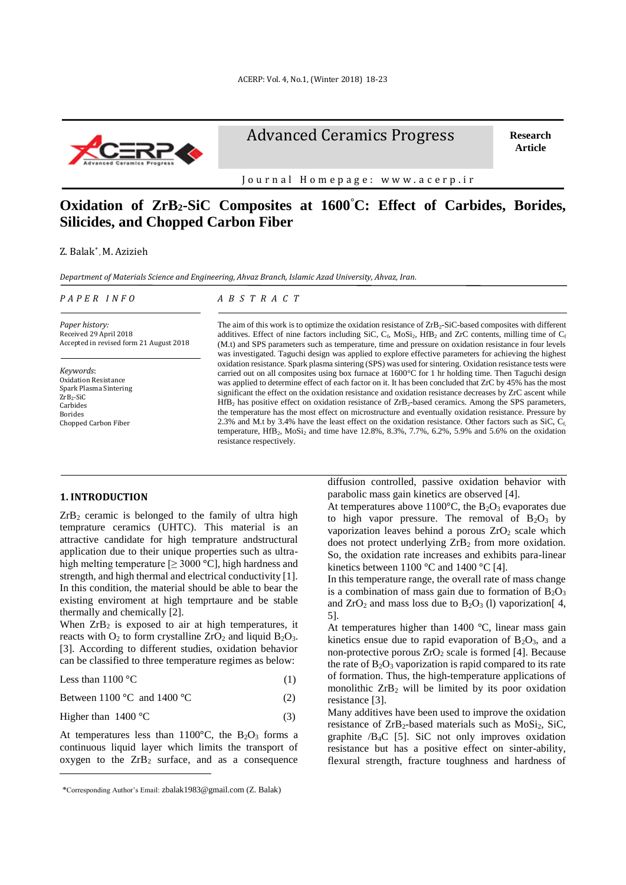Advanced Ceramics Progress

Research Article

Journal Homepage: www.acerp.ir

# Oxidation of $ZrB_2$-SiC Composites at 1600°C: Effect of Carbides, Borides, Silicides, and Chopped Carbon Fiber

Z. Balak*, M. Azizieh

*Department of Materials Science and Engineering, Ahvaz Branch, Islamic Azad University, Ahvaz, Iran.*

*PAPER INFO*

*Paper history:*
Received 29 April 2018
Accepted in revised form 21 August 2018

*Keywords*:
Oxidation Resistance
Spark Plasma Sintering
$ZrB_2$-SiC
Carbides
Borides
Chopped Carbon Fiber

*ABSTRACT*

The aim of this work is to optimize the oxidation resistance of $ZrB_2$-SiC-based composites with different additives. Effect of nine factors including SiC, $C_f$, $MoSi_2$, $HfB_2$ and ZrC contents, milling time of $C_f$ (M.t) and SPS parameters such as temperature, time and pressure on oxidation resistance in four levels was investigated. Taguchi design was applied to explore effective parameters for achieving the highest oxidation resistance. Spark plasma sintering (SPS) was used for sintering. Oxidation resistance tests were carried out on all composites using box furnace at 1600°C for 1 hr holding time. Then Taguchi design was applied to determine effect of each factor on it. It has been concluded that ZrC by 45% has the most significant the effect on the oxidation resistance and oxidation resistance decreases by ZrC ascent while $HfB_2$ has positive effect on oxidation resistance of $ZrB_2$-based ceramics. Among the SPS parameters, the temperature has the most effect on microstructure and eventually oxidation resistance. Pressure by 2.3% and M.t by 3.4% have the least effect on the oxidation resistance. Other factors such as SiC, $C_f$, temperature, $HfB_2$, $MoSi_2$ and time have 12.8%, 8.3%, 7.7%, 6.2%, 5.9% and 5.6% on the oxidation resistance respectively.

## 1. INTRODUCTION

$ZrB_2$ ceramic is belonged to the family of ultra high temprature ceramics (UHTC). This material is an attractive candidate for high temprature andstructural application due to their unique properties such as ultra-high melting temperature [≥ 3000 °C], high hardness and strength, and high thermal and electrical conductivity [1]. In this condition, the material should be able to bear the existing enviroment at high temprtaure and be stable thermally and chemically [2].

When $ZrB_2$ is exposed to air at high temperatures, it reacts with $O_2$ to form crystalline $ZrO_2$ and liquid $B_2O_3$. [3]. According to different studies, oxidation behavior can be classified to three temperature regimes as below:

Less than 1100 °C (1)

Between 1100 °C and 1400 °C (2)

Higher than 1400 °C (3)

At temperatures less than 1100°C, the $B_2O_3$ forms a continuous liquid layer which limits the transport of oxygen to the $ZrB_2$ surface, and as a consequence diffusion controlled, passive oxidation behavior with parabolic mass gain kinetics are observed [4].

At temperatures above 1100°C, the $B_2O_3$ evaporates due to high vapor pressure. The removal of $B_2O_3$ by vaporization leaves behind a porous $ZrO_2$ scale which does not protect underlying $ZrB_2$ from more oxidation. So, the oxidation rate increases and exhibits para-linear kinetics between 1100 °C and 1400 °C [4].

In this temperature range, the overall rate of mass change is a combination of mass gain due to formation of $B_2O_3$ and $ZrO_2$ and mass loss due to $B_2O_3$ (l) vaporization[ 4, 5].

At temperatures higher than 1400 °C, linear mass gain kinetics ensue due to rapid evaporation of $B_2O_3$, and a non-protective porous $ZrO_2$ scale is formed [4]. Because the rate of $B_2O_3$ vaporization is rapid compared to its rate of formation. Thus, the high-temperature applications of monolithic $ZrB_2$ will be limited by its poor oxidation resistance [3].

Many additives have been used to improve the oxidation resistance of $ZrB_2$-based materials such as $MoSi_2$, SiC, graphite /$B_4C$ [5]. SiC not only improves oxidation resistance but has a positive effect on sinter-ability, flexural strength, fracture toughness and hardness of

*Corresponding Author's Email: zbalak1983@gmail.com (Z. Balak)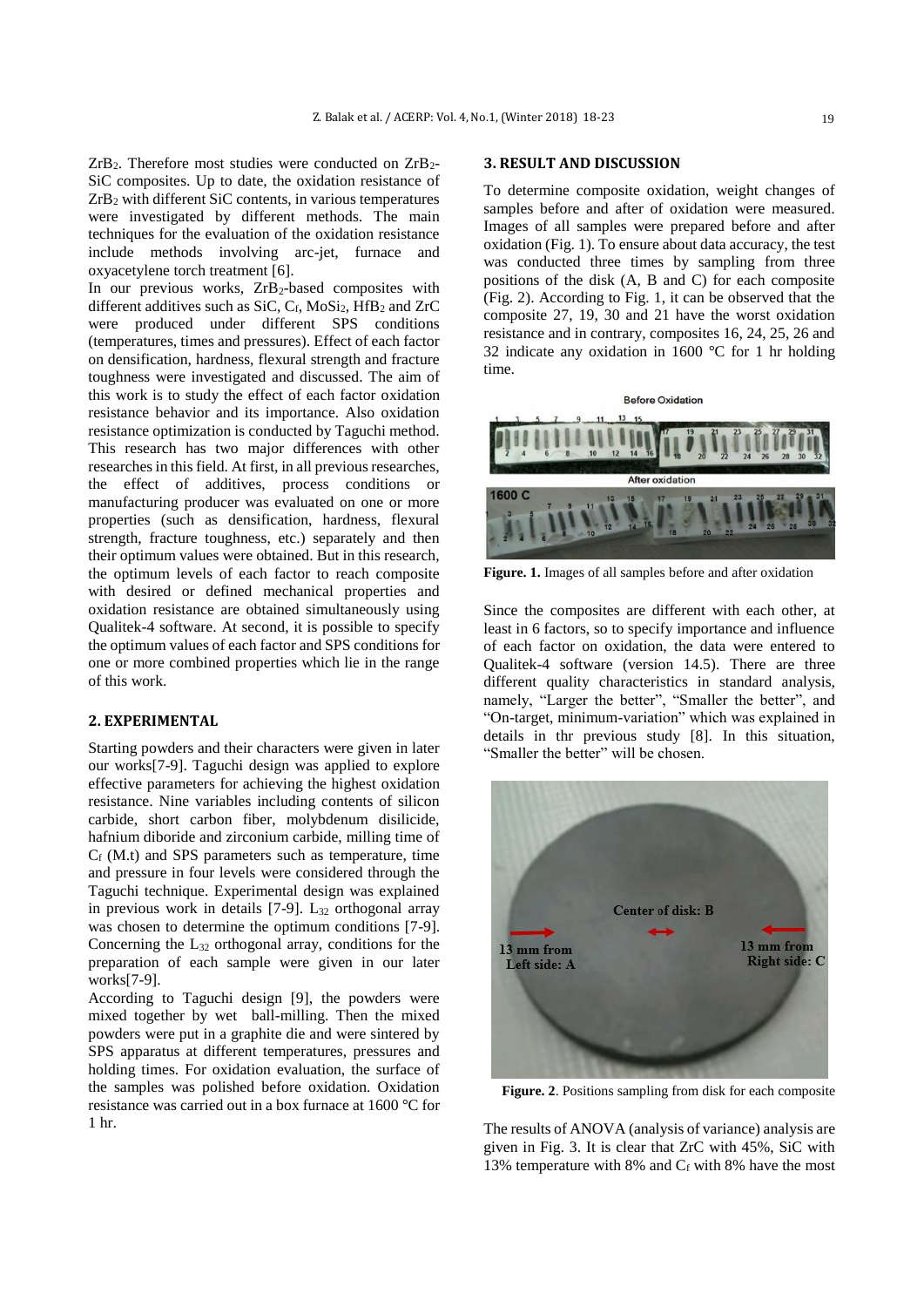$ZrB_2$. Therefore most studies were conducted on $ZrB_2$-SiC composites. Up to date, the oxidation resistance of $ZrB_2$ with different SiC contents, in various temperatures were investigated by different methods. The main techniques for the evaluation of the oxidation resistance include methods involving arc-jet, furnace and oxyacetylene torch treatment [6].

In our previous works, $ZrB_2$-based composites with different additives such as SiC, $C_f$, $MoSi_2$, $HfB_2$ and ZrC were produced under different SPS conditions (temperatures, times and pressures). Effect of each factor on densification, hardness, flexural strength and fracture toughness were investigated and discussed. The aim of this work is to study the effect of each factor oxidation resistance behavior and its importance. Also oxidation resistance optimization is conducted by Taguchi method. This research has two major differences with other researches in this field. At first, in all previous researches, the effect of additives, process conditions or manufacturing producer was evaluated on one or more properties (such as densification, hardness, flexural strength, fracture toughness, etc.) separately and then their optimum values were obtained. But in this research, the optimum levels of each factor to reach composite with desired or defined mechanical properties and oxidation resistance are obtained simultaneously using Qualitek-4 software. At second, it is possible to specify the optimum values of each factor and SPS conditions for one or more combined properties which lie in the range of this work.

## 2. EXPERIMENTAL

Starting powders and their characters were given in later our works[7-9]. Taguchi design was applied to explore effective parameters for achieving the highest oxidation resistance. Nine variables including contents of silicon carbide, short carbon fiber, molybdenum disilicide, hafnium diboride and zirconium carbide, milling time of $C_f$ (M.t) and SPS parameters such as temperature, time and pressure in four levels were considered through the Taguchi technique. Experimental design was explained in previous work in details [7-9]. $L_{32}$ orthogonal array was chosen to determine the optimum conditions [7-9]. Concerning the $L_{32}$ orthogonal array, conditions for the preparation of each sample were given in our later works[7-9].

According to Taguchi design [9], the powders were mixed together by wet ball-milling. Then the mixed powders were put in a graphite die and were sintered by SPS apparatus at different temperatures, pressures and holding times. For oxidation evaluation, the surface of the samples was polished before oxidation. Oxidation resistance was carried out in a box furnace at 1600 °C for 1 hr.

## 3. RESULT AND DISCUSSION

To determine composite oxidation, weight changes of samples before and after of oxidation were measured. Images of all samples were prepared before and after oxidation (Fig. 1). To ensure about data accuracy, the test was conducted three times by sampling from three positions of the disk (A, B and C) for each composite (Fig. 2). According to Fig. 1, it can be observed that the composite 27, 19, 30 and 21 have the worst oxidation resistance and in contrary, composites 16, 24, 25, 26 and 32 indicate any oxidation in 1600 °C for 1 hr holding time.

**Figure. 1.** Images of all samples before and after oxidation

Since the composites are different with each other, at least in 6 factors, so to specify importance and influence of each factor on oxidation, the data were entered to Qualitek-4 software (version 14.5). There are three different quality characteristics in standard analysis, namely, "Larger the better", "Smaller the better", and "On-target, minimum-variation" which was explained in details in thr previous study [8]. In this situation, "Smaller the better" will be chosen.

**Figure. 2**. Positions sampling from disk for each composite

The results of ANOVA (analysis of variance) analysis are given in Fig. 3. It is clear that ZrC with 45%, SiC with 13% temperature with 8% and $C_f$ with 8% have the most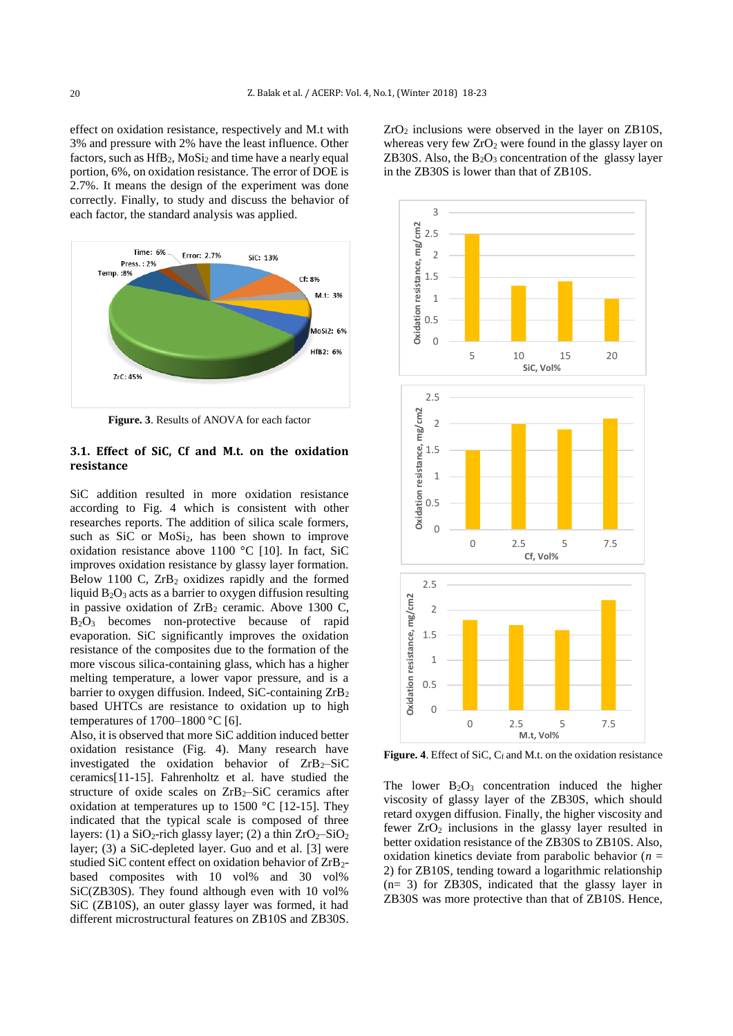effect on oxidation resistance, respectively and M.t with 3% and pressure with 2% have the least influence. Other factors, such as $HfB_2$, $MoSi_2$ and time have a nearly equal portion, 6%, on oxidation resistance. The error of DOE is 2.7%. It means the design of the experiment was done correctly. Finally, to study and discuss the behavior of each factor, the standard analysis was applied.

**Figure. 3**. Results of ANOVA for each factor

### 3.1. Effect of SiC, Cf and M.t. on the oxidation resistance

SiC addition resulted in more oxidation resistance according to Fig. 4 which is consistent with other researches reports. The addition of silica scale formers, such as SiC or $MoSi_2$, has been shown to improve oxidation resistance above 1100 °C [10]. In fact, SiC improves oxidation resistance by glassy layer formation. Below 1100 C, $ZrB_2$ oxidizes rapidly and the formed liquid $B_2O_3$ acts as a barrier to oxygen diffusion resulting in passive oxidation of $ZrB_2$ ceramic. Above 1300 C, $B_2O_3$ becomes non-protective because of rapid evaporation. SiC significantly improves the oxidation resistance of the composites due to the formation of the more viscous silica-containing glass, which has a higher melting temperature, a lower vapor pressure, and is a barrier to oxygen diffusion. Indeed, SiC-containing $ZrB_2$ based UHTCs are resistance to oxidation up to high temperatures of 1700–1800 °C [6].

Also, it is observed that more SiC addition induced better oxidation resistance (Fig. 4). Many research have investigated the oxidation behavior of $ZrB_2$–SiC ceramics[11-15]. Fahrenholtz et al. have studied the structure of oxide scales on $ZrB_2$–SiC ceramics after oxidation at temperatures up to 1500 °C [12-15]. They indicated that the typical scale is composed of three layers: (1) a $SiO_2$-rich glassy layer; (2) a thin $ZrO_2$–$SiO_2$ layer; (3) a SiC-depleted layer. Guo and et al. [3] were studied SiC content effect on oxidation behavior of $ZrB_2$-based composites with 10 vol% and 30 vol% SiC(ZB30S). They found although even with 10 vol% SiC (ZB10S), an outer glassy layer was formed, it had different microstructural features on ZB10S and ZB30S. $ZrO_2$ inclusions were observed in the layer on ZB10S, whereas very few $ZrO_2$ were found in the glassy layer on ZB30S. Also, the $B_2O_3$ concentration of the glassy layer in the ZB30S is lower than that of ZB10S.

**Figure. 4**. Effect of SiC, $C_f$ and M.t. on the oxidation resistance

The lower $B_2O_3$ concentration induced the higher viscosity of glassy layer of the ZB30S, which should retard oxygen diffusion. Finally, the higher viscosity and fewer $ZrO_2$ inclusions in the glassy layer resulted in better oxidation resistance of the ZB30S to ZB10S. Also, oxidation kinetics deviate from parabolic behavior ($n$ = 2) for ZB10S, tending toward a logarithmic relationship (n= 3) for ZB30S, indicated that the glassy layer in ZB30S was more protective than that of ZB10S. Hence,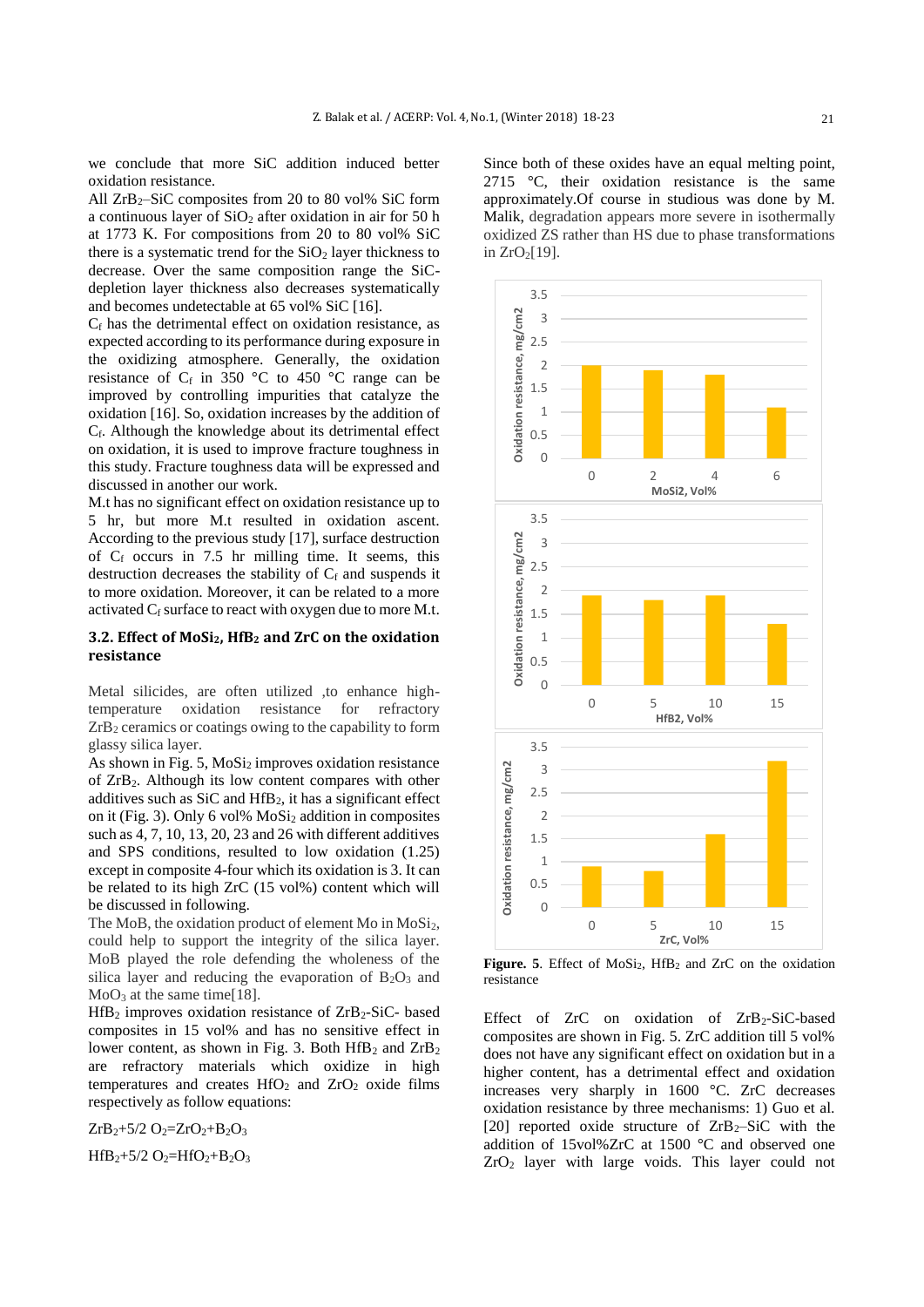we conclude that more SiC addition induced better oxidation resistance.

All $ZrB_2$–SiC composites from 20 to 80 vol% SiC form a continuous layer of $SiO_2$ after oxidation in air for 50 h at 1773 K. For compositions from 20 to 80 vol% SiC there is a systematic trend for the $SiO_2$ layer thickness to decrease. Over the same composition range the SiC-depletion layer thickness also decreases systematically and becomes undetectable at 65 vol% SiC [16].

$C_f$ has the detrimental effect on oxidation resistance, as expected according to its performance during exposure in the oxidizing atmosphere. Generally, the oxidation resistance of $C_f$ in 350 °C to 450 °C range can be improved by controlling impurities that catalyze the oxidation [16]. So, oxidation increases by the addition of $C_f$. Although the knowledge about its detrimental effect on oxidation, it is used to improve fracture toughness in this study. Fracture toughness data will be expressed and discussed in another our work.

M.t has no significant effect on oxidation resistance up to 5 hr, but more M.t resulted in oxidation ascent. According to the previous study [17], surface destruction of $C_f$ occurs in 7.5 hr milling time. It seems, this destruction decreases the stability of $C_f$ and suspends it to more oxidation. Moreover, it can be related to a more activated $C_f$ surface to react with oxygen due to more M.t.

### 3.2. Effect of $MoSi_2$, $HfB_2$ and ZrC on the oxidation resistance

Metal silicides, are often utilized ,to enhance high-temperature oxidation resistance for refractory $ZrB_2$ ceramics or coatings owing to the capability to form glassy silica layer.

As shown in Fig. 5, $MoSi_2$ improves oxidation resistance of $ZrB_2$. Although its low content compares with other additives such as SiC and $HfB_2$, it has a significant effect on it (Fig. 3). Only 6 vol% $MoSi_2$ addition in composites such as 4, 7, 10, 13, 20, 23 and 26 with different additives and SPS conditions, resulted to low oxidation (1.25) except in composite 4-four which its oxidation is 3. It can be related to its high ZrC (15 vol%) content which will be discussed in following.

The MoB, the oxidation product of element Mo in $MoSi_2$, could help to support the integrity of the silica layer. MoB played the role defending the wholeness of the silica layer and reducing the evaporation of $B_2O_3$ and $MoO_3$ at the same time[18].

$HfB_2$ improves oxidation resistance of $ZrB_2$-SiC- based composites in 15 vol% and has no sensitive effect in lower content, as shown in Fig. 3. Both $HfB_2$ and $ZrB_2$ are refractory materials which oxidize in high temperatures and creates $HfO_2$ and $ZrO_2$ oxide films respectively as follow equations:

$$ZrB_2+5/2\ O_2=ZrO_2+B_2O_3$$

$$HfB_2+5/2\ O_2=HfO_2+B_2O_3$$

Since both of these oxides have an equal melting point, 2715 °C, their oxidation resistance is the same approximately.Of course in studious was done by M. Malik, degradation appears more severe in isothermally oxidized ZS rather than HS due to phase transformations in $ZrO_2$[19].

**Figure. 5**. Effect of $MoSi_2$, $HfB_2$ and ZrC on the oxidation resistance

Effect of ZrC on oxidation of $ZrB_2$-SiC-based composites are shown in Fig. 5. ZrC addition till 5 vol% does not have any significant effect on oxidation but in a higher content, has a detrimental effect and oxidation increases very sharply in 1600 °C. ZrC decreases oxidation resistance by three mechanisms: 1) Guo et al. [20] reported oxide structure of $ZrB_2$–SiC with the addition of 15vol%ZrC at 1500 °C and observed one $ZrO_2$ layer with large voids. This layer could not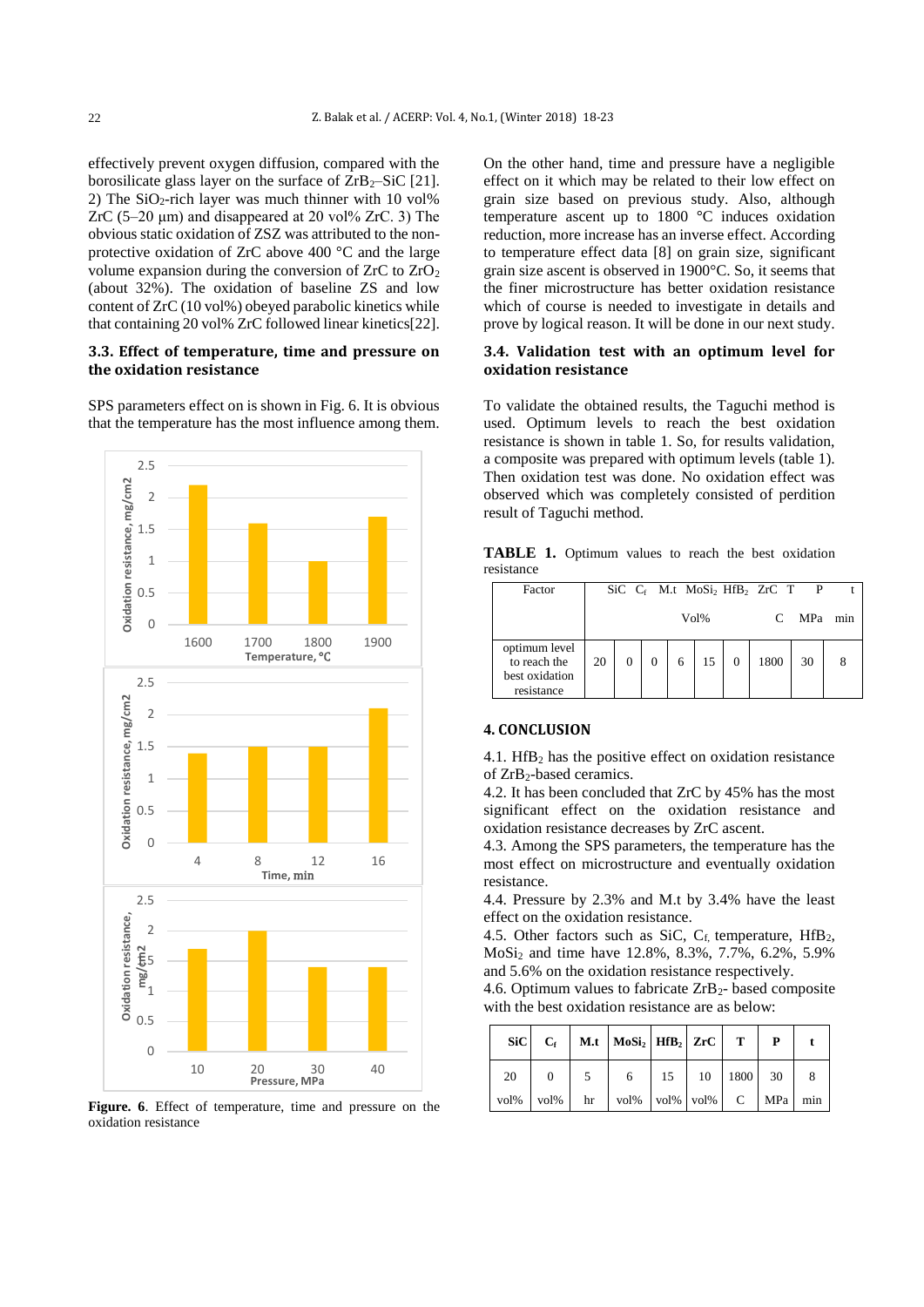effectively prevent oxygen diffusion, compared with the borosilicate glass layer on the surface of $ZrB_2$–SiC [21]. 2) The $SiO_2$-rich layer was much thinner with 10 vol% ZrC (5–20 μm) and disappeared at 20 vol% ZrC. 3) The obvious static oxidation of ZSZ was attributed to the non-protective oxidation of ZrC above 400 °C and the large volume expansion during the conversion of ZrC to $ZrO_2$ (about 32%). The oxidation of baseline ZS and low content of ZrC (10 vol%) obeyed parabolic kinetics while that containing 20 vol% ZrC followed linear kinetics[22].

### 3.3. Effect of temperature, time and pressure on the oxidation resistance

SPS parameters effect on is shown in Fig. 6. It is obvious that the temperature has the most influence among them.

**Figure. 6**. Effect of temperature, time and pressure on the oxidation resistance

On the other hand, time and pressure have a negligible effect on it which may be related to their low effect on grain size based on previous study. Also, although temperature ascent up to 1800 °C induces oxidation reduction, more increase has an inverse effect. According to temperature effect data [8] on grain size, significant grain size ascent is observed in 1900°C. So, it seems that the finer microstructure has better oxidation resistance which of course is needed to investigate in details and prove by logical reason. It will be done in our next study.

### 3.4. Validation test with an optimum level for oxidation resistance

To validate the obtained results, the Taguchi method is used. Optimum levels to reach the best oxidation resistance is shown in table 1. So, for results validation, a composite was prepared with optimum levels (table 1). Then oxidation test was done. No oxidation effect was observed which was completely consisted of perdition result of Taguchi method.

**TABLE 1.** Optimum values to reach the best oxidation resistance

| Factor | SiC | $C_f$ | M.t | $MoSi_2$ | $HfB_2$ | ZrC | T | P | t |
|---|---|---|---|---|---|---|---|---|---|
| | Vol% | | | | | | C | MPa | min |
| optimum level to reach the best oxidation resistance | 20 | 0 | 0 | 6 | 15 | 0 | 1800 | 30 | 8 |

## 4. CONCLUSION

4.1. $HfB_2$ has the positive effect on oxidation resistance of $ZrB_2$-based ceramics.

4.2. It has been concluded that ZrC by 45% has the most significant effect on the oxidation resistance and oxidation resistance decreases by ZrC ascent.

4.3. Among the SPS parameters, the temperature has the most effect on microstructure and eventually oxidation resistance.

4.4. Pressure by 2.3% and M.t by 3.4% have the least effect on the oxidation resistance.

4.5. Other factors such as SiC, $C_f$, temperature, $HfB_2$, $MoSi_2$ and time have 12.8%, 8.3%, 7.7%, 6.2%, 5.9% and 5.6% on the oxidation resistance respectively.

4.6. Optimum values to fabricate $ZrB_2$- based composite with the best oxidation resistance are as below:

| SiC | $C_f$ | M.t | $MoSi_2$ | $HfB_2$ | ZrC | T | P | t |
|---|---|---|---|---|---|---|---|---|
| 20 vol% | 0 vol% | 5 hr | 6 vol% | 15 vol% | 10 vol% | 1800 C | 30 MPa | 8 min |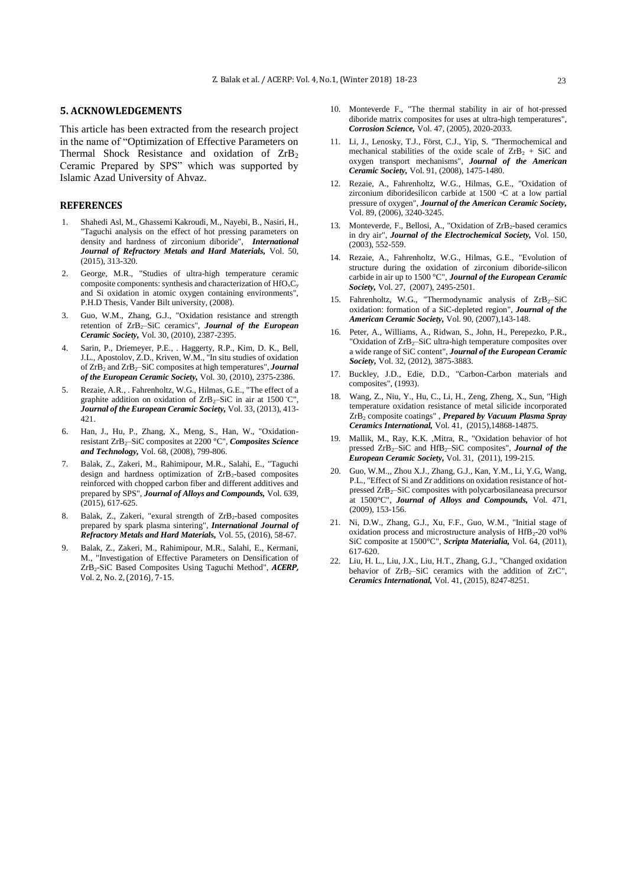## 5. ACKNOWLEDGEMENTS

This article has been extracted from the research project in the name of "Optimization of Effective Parameters on Thermal Shock Resistance and oxidation of $ZrB_2$ Ceramic Prepared by SPS" which was supported by Islamic Azad University of Ahvaz.

## REFERENCES

1. Shahedi Asl, M., Ghassemi Kakroudi, M., Nayebi, B., Nasiri, H., "Taguchi analysis on the effect of hot pressing parameters on density and hardness of zirconium diboride", ***International Journal of Refractory Metals and Hard Materials,*** Vol. 50, (2015), 313-320.
2. George, M.R., "Studies of ultra-high temperature ceramic composite components: synthesis and characterization of $HfO_xC_y$ and Si oxidation in atomic oxygen containing environments", P.H.D Thesis, Vander Bilt university, (2008).
3. Guo, W.M., Zhang, G.J., "Oxidation resistance and strength retention of $ZrB_2$–SiC ceramics", ***Journal of the European Ceramic Society***, Vol. 30, (2010), 2387-2395.
4. Sarin, P., Driemeyer, P.E., . Haggerty, R.P., Kim, D. K., Bell, J.L., Apostolov, Z.D., Kriven, W.M., "In situ studies of oxidation of $ZrB_2$ and $ZrB_2$–SiC composites at high temperatures", ***Journal of the European Ceramic Society,*** Vol. 30, (2010), 2375-2386.
5. Rezaie, A.R., . Fahrenholtz, W.G., Hilmas, G.E., "The effect of a graphite addition on oxidation of $ZrB_2$–SiC in air at 1500 ◦C", ***Journal of the European Ceramic Society,*** Vol. 33, (2013), 413-421.
6. Han, J., Hu, P., Zhang, X., Meng, S., Han, W., "Oxidation-resistant $ZrB_2$–SiC composites at 2200 °C", ***Composites Science and Technology,*** Vol. 68, (2008), 799-806.
7. Balak, Z., Zakeri, M., Rahimipour, M.R., Salahi, E., "Taguchi design and hardness optimization of $ZrB_2$-based composites reinforced with chopped carbon fiber and different additives and prepared by SPS", ***Journal of Alloys and Compounds,*** Vol. 639, (2015), 617-625.
8. Balak, Z., Zakeri, "exural strength of $ZrB_2$-based composites prepared by spark plasma sintering", ***International Journal of Refractory Metals and Hard Materials,*** Vol. 55, (2016), 58-67.
9. Balak, Z., Zakeri, M., Rahimipour, M.R., Salahi, E., Kermani, M., "Investigation of Effective Parameters on Densification of $ZrB_2$-SiC Based Composites Using Taguchi Method", ***ACERP,*** Vol. 2, No. 2, (2016), 7-15.
10. Monteverde F., "The thermal stability in air of hot-pressed diboride matrix composites for uses at ultra-high temperatures", ***Corrosion Science,*** Vol. 47, (2005), 2020-2033.
11. Li, J., Lenosky, T.J., Först, C.J., Yip, S. "Thermochemical and mechanical stabilities of the oxide scale of $ZrB_2$ + SiC and oxygen transport mechanisms", ***Journal of the American Ceramic Society,*** Vol. 91, (2008), 1475-1480.
12. Rezaie, A., Fahrenholtz, W.G., Hilmas, G.E., "Oxidation of zirconium diboridesilicon carbide at 1500 ◦C at a low partial pressure of oxygen", ***Journal of the American Ceramic Society,*** Vol. 89, (2006), 3240-3245.
13. Monteverde, F., Bellosi, A., "Oxidation of $ZrB_2$-based ceramics in dry air", ***Journal of the Electrochemical Society,*** Vol. 150, (2003), 552-559.
14. Rezaie, A., Fahrenholtz, W.G., Hilmas, G.E., "Evolution of structure during the oxidation of zirconium diboride-silicon carbide in air up to 1500 °C", ***Journal of the European Ceramic Society,*** Vol. 27, (2007), 2495-2501.
15. Fahrenholtz, W.G., "Thermodynamic analysis of $ZrB_2$–SiC oxidation: formation of a SiC-depleted region", ***Journal of the American Ceramic Society,*** Vol. 90, (2007),143-148.
16. Peter, A., Williams, A., Ridwan, S., John, H., Perepezko, P.R., "Oxidation of $ZrB_2$–SiC ultra-high temperature composites over a wide range of SiC content", ***Journal of the European Ceramic Society,*** Vol. 32, (2012), 3875-3883.
17. Buckley, J.D., Edie, D.D., "Carbon-Carbon materials and composites", (1993).
18. Wang, Z., Niu, Y., Hu, C., Li, H., Zeng, Zheng, X., Sun, "High temperature oxidation resistance of metal silicide incorporated $ZrB_2$ composite coatings" , ***Prepared by Vacuum Plasma Spray Ceramics International,*** Vol. 41, (2015),14868-14875.
19. Mallik, M., Ray, K.K. ,Mitra, R., "Oxidation behavior of hot pressed $ZrB_2$–SiC and $HfB_2$–SiC composites", ***Journal of the European Ceramic Society,*** Vol. 31, (2011), 199-215.
20. Guo, W.M.,, Zhou X.J., Zhang, G.J., Kan, Y.M., Li, Y.G, Wang, P.L., "Effect of Si and Zr additions on oxidation resistance of hot-pressed $ZrB_2$–SiC composites with polycarbosilaneasa precursor at 1500°C", ***Journal of Alloys and Compounds,*** Vol. 471, (2009), 153-156.
21. Ni, D.W., Zhang, G.J., Xu, F.F., Guo, W.M., "Initial stage of oxidation process and microstructure analysis of $HfB_2$-20 vol% SiC composite at 1500°C", ***Scripta Materialia,*** Vol. 64, (2011), 617-620.
22. Liu, H. L., Liu, J.X., Liu, H.T., Zhang, G.J., "Changed oxidation behavior of $ZrB_2$–SiC ceramics with the addition of ZrC", ***Ceramics International,*** Vol. 41, (2015), 8247-8251.